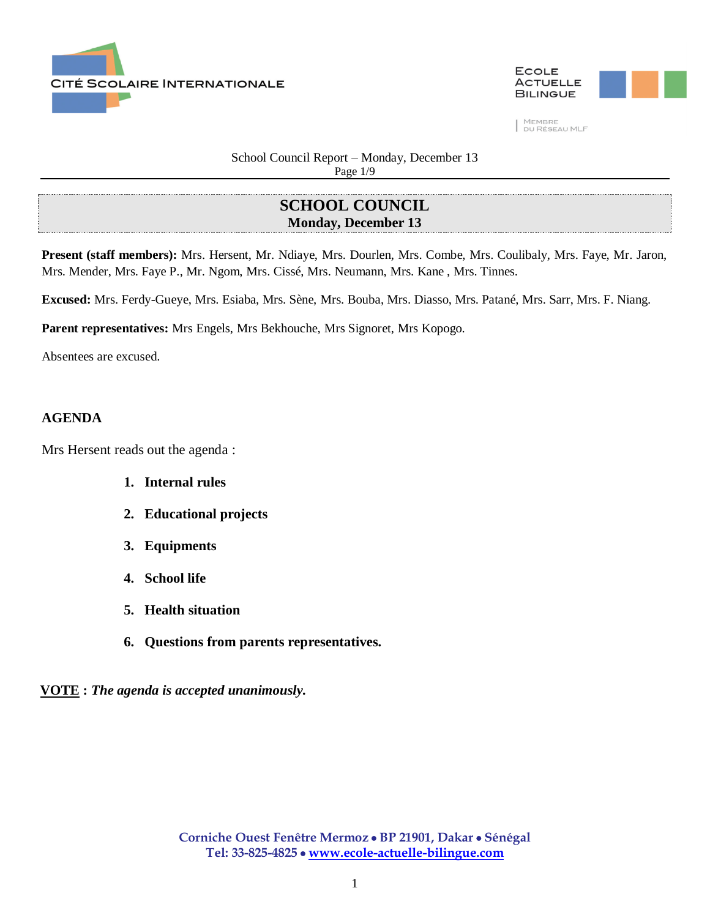# SCHOOL COUNCIL

**Monday, December 13**

**Present (staff members):** Mrs. Hersent, Mr. Ndiaye, Mrs. Dourlen, Mrs. Combe, Mrs. Coulibaly, Mrs. Faye, Mr. Jaron, Mrs. Mender, Mrs. Faye P., Mr. Ngom, Mrs. Cissé, Mrs. Neumann, Mrs. Kane , Mrs. Tinnes.

**Excused:** Mrs. Ferdy-Gueye, Mrs. Esiaba, Mrs. Sène, Mrs. Bouba, Mrs. Diasso, Mrs. Patané, Mrs. Sarr, Mrs. F. Niang.

**Parent representatives:** Mrs Engels, Mrs Bekhouche, Mrs Signoret, Mrs Kopogo.

Absentees are excused.

## AGENDA

Mrs Hersent reads out the agenda :

1. **Internal rules**
2. **Educational projects**
3. **Equipments**
4. **School life**
5. **Health situation**
6. **Questions from parents representatives.**

**VOTE** : ***The agenda is accepted unanimously.***

**Corniche Ouest Fenêtre Mermoz • BP 21901, Dakar • Sénégal**
**Tel: 33-825-4825 • www.ecole-actuelle-bilingue.com**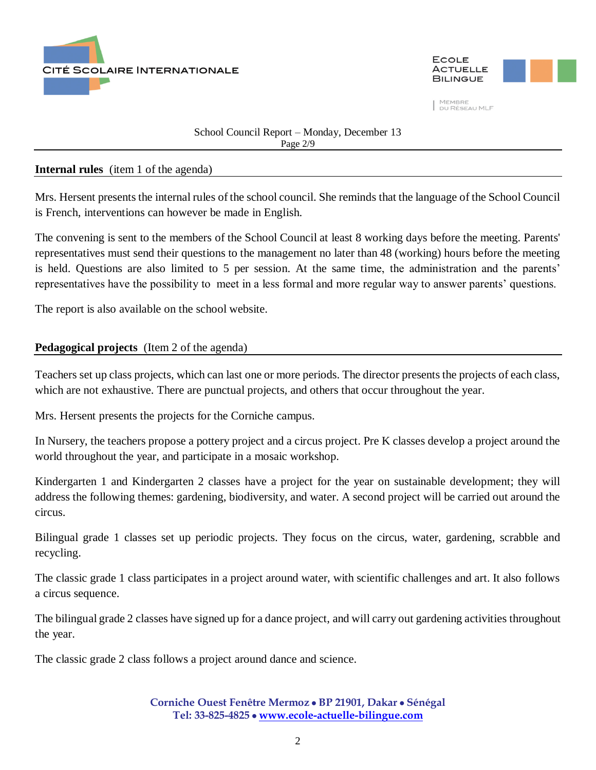## Internal rules (item 1 of the agenda)

Mrs. Hersent presents the internal rules of the school council. She reminds that the language of the School Council is French, interventions can however be made in English.

The convening is sent to the members of the School Council at least 8 working days before the meeting. Parents' representatives must send their questions to the management no later than 48 (working) hours before the meeting is held. Questions are also limited to 5 per session. At the same time, the administration and the parents' representatives have the possibility to meet in a less formal and more regular way to answer parents' questions.

The report is also available on the school website.

## Pedagogical projects (Item 2 of the agenda)

Teachers set up class projects, which can last one or more periods. The director presents the projects of each class, which are not exhaustive. There are punctual projects, and others that occur throughout the year.

Mrs. Hersent presents the projects for the Corniche campus.

In Nursery, the teachers propose a pottery project and a circus project. Pre K classes develop a project around the world throughout the year, and participate in a mosaic workshop.

Kindergarten 1 and Kindergarten 2 classes have a project for the year on sustainable development; they will address the following themes: gardening, biodiversity, and water. A second project will be carried out around the circus.

Bilingual grade 1 classes set up periodic projects. They focus on the circus, water, gardening, scrabble and recycling.

The classic grade 1 class participates in a project around water, with scientific challenges and art. It also follows a circus sequence.

The bilingual grade 2 classes have signed up for a dance project, and will carry out gardening activities throughout the year.

The classic grade 2 class follows a project around dance and science.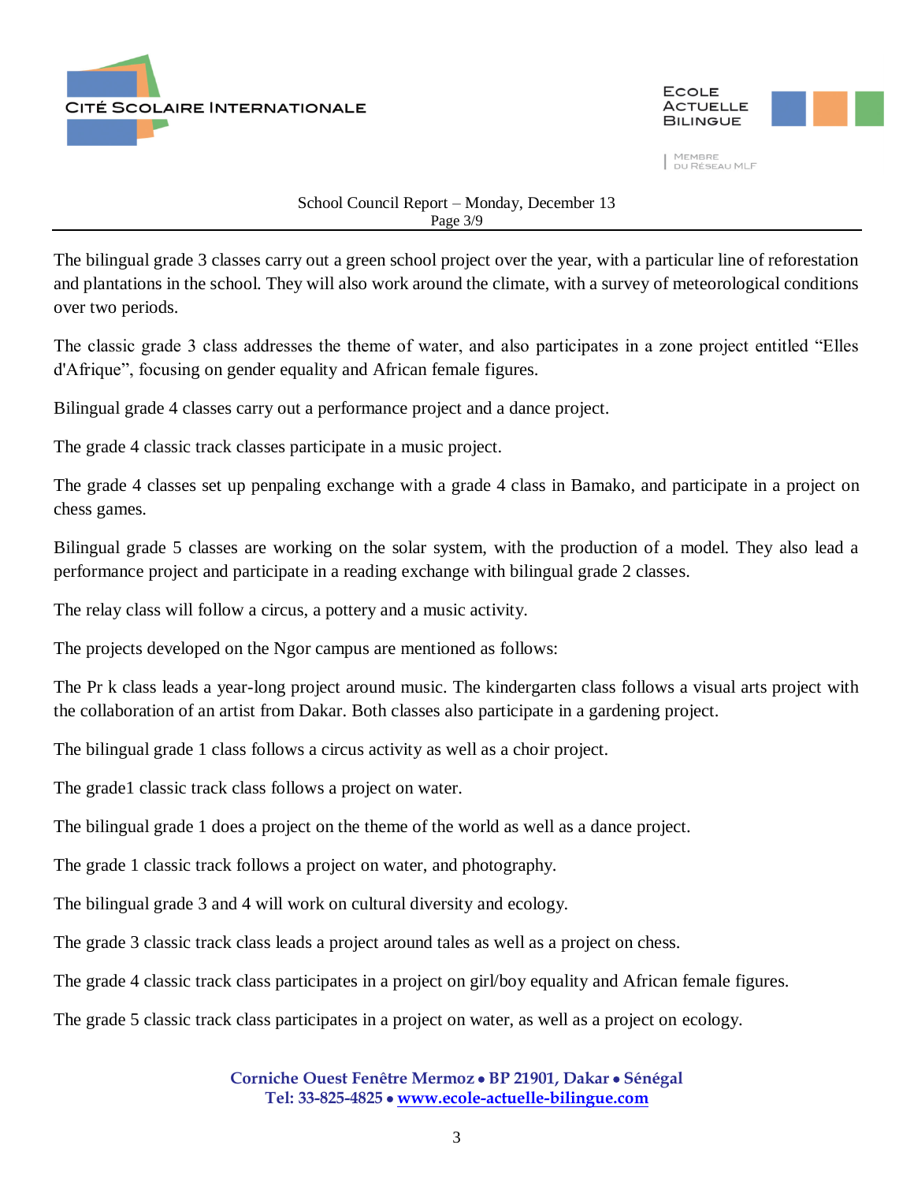The bilingual grade 3 classes carry out a green school project over the year, with a particular line of reforestation and plantations in the school. They will also work around the climate, with a survey of meteorological conditions over two periods.

The classic grade 3 class addresses the theme of water, and also participates in a zone project entitled “Elles d'Afrique”, focusing on gender equality and African female figures.

Bilingual grade 4 classes carry out a performance project and a dance project.

The grade 4 classic track classes participate in a music project.

The grade 4 classes set up penpaling exchange with a grade 4 class in Bamako, and participate in a project on chess games.

Bilingual grade 5 classes are working on the solar system, with the production of a model. They also lead a performance project and participate in a reading exchange with bilingual grade 2 classes.

The relay class will follow a circus, a pottery and a music activity.

The projects developed on the Ngor campus are mentioned as follows:

The Pr k class leads a year-long project around music. The kindergarten class follows a visual arts project with the collaboration of an artist from Dakar. Both classes also participate in a gardening project.

The bilingual grade 1 class follows a circus activity as well as a choir project.

The grade1 classic track class follows a project on water.

The bilingual grade 1 does a project on the theme of the world as well as a dance project.

The grade 1 classic track follows a project on water, and photography.

The bilingual grade 3 and 4 will work on cultural diversity and ecology.

The grade 3 classic track class leads a project around tales as well as a project on chess.

The grade 4 classic track class participates in a project on girl/boy equality and African female figures.

The grade 5 classic track class participates in a project on water, as well as a project on ecology.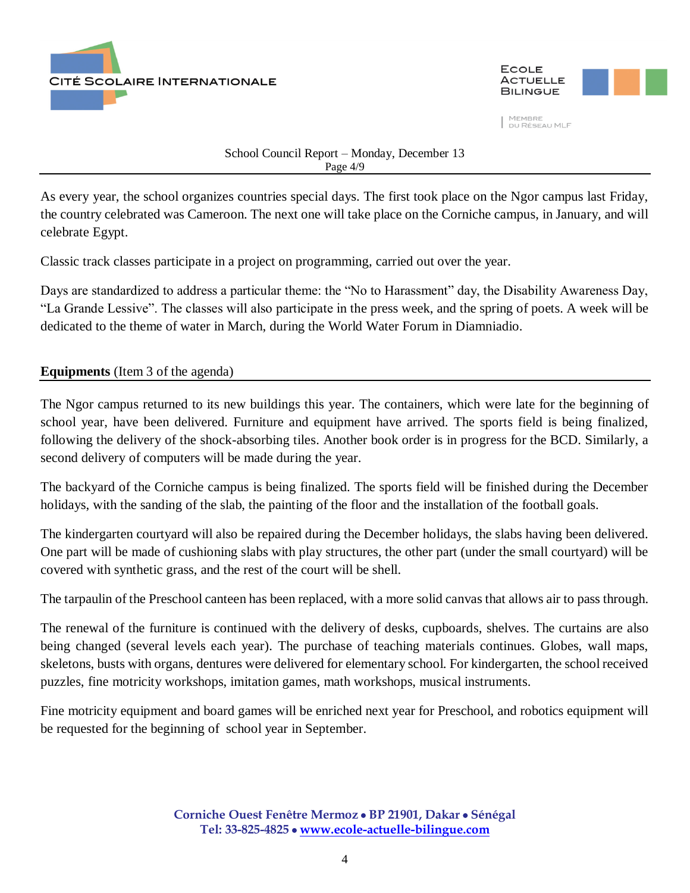As every year, the school organizes countries special days. The first took place on the Ngor campus last Friday, the country celebrated was Cameroon. The next one will take place on the Corniche campus, in January, and will celebrate Egypt.

Classic track classes participate in a project on programming, carried out over the year.

Days are standardized to address a particular theme: the "No to Harassment" day, the Disability Awareness Day, "La Grande Lessive". The classes will also participate in the press week, and the spring of poets. A week will be dedicated to the theme of water in March, during the World Water Forum in Diamniadio.

**Equipments** (Item 3 of the agenda)

The Ngor campus returned to its new buildings this year. The containers, which were late for the beginning of school year, have been delivered. Furniture and equipment have arrived. The sports field is being finalized, following the delivery of the shock-absorbing tiles. Another book order is in progress for the BCD. Similarly, a second delivery of computers will be made during the year.

The backyard of the Corniche campus is being finalized. The sports field will be finished during the December holidays, with the sanding of the slab, the painting of the floor and the installation of the football goals.

The kindergarten courtyard will also be repaired during the December holidays, the slabs having been delivered. One part will be made of cushioning slabs with play structures, the other part (under the small courtyard) will be covered with synthetic grass, and the rest of the court will be shell.

The tarpaulin of the Preschool canteen has been replaced, with a more solid canvas that allows air to pass through.

The renewal of the furniture is continued with the delivery of desks, cupboards, shelves. The curtains are also being changed (several levels each year). The purchase of teaching materials continues. Globes, wall maps, skeletons, busts with organs, dentures were delivered for elementary school. For kindergarten, the school received puzzles, fine motricity workshops, imitation games, math workshops, musical instruments.

Fine motricity equipment and board games will be enriched next year for Preschool, and robotics equipment will be requested for the beginning of school year in September.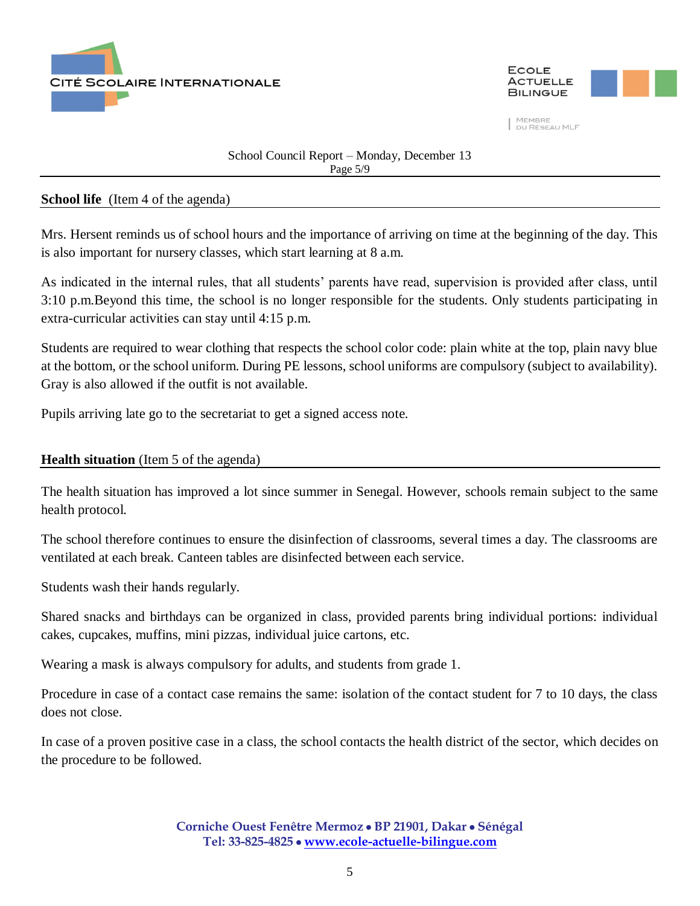## **School life** (Item 4 of the agenda)

Mrs. Hersent reminds us of school hours and the importance of arriving on time at the beginning of the day. This is also important for nursery classes, which start learning at 8 a.m.

As indicated in the internal rules, that all students' parents have read, supervision is provided after class, until 3:10 p.m.Beyond this time, the school is no longer responsible for the students. Only students participating in extra-curricular activities can stay until 4:15 p.m.

Students are required to wear clothing that respects the school color code: plain white at the top, plain navy blue at the bottom, or the school uniform. During PE lessons, school uniforms are compulsory (subject to availability). Gray is also allowed if the outfit is not available.

Pupils arriving late go to the secretariat to get a signed access note.

## **Health situation** (Item 5 of the agenda)

The health situation has improved a lot since summer in Senegal. However, schools remain subject to the same health protocol.

The school therefore continues to ensure the disinfection of classrooms, several times a day. The classrooms are ventilated at each break. Canteen tables are disinfected between each service.

Students wash their hands regularly.

Shared snacks and birthdays can be organized in class, provided parents bring individual portions: individual cakes, cupcakes, muffins, mini pizzas, individual juice cartons, etc.

Wearing a mask is always compulsory for adults, and students from grade 1.

Procedure in case of a contact case remains the same: isolation of the contact student for 7 to 10 days, the class does not close.

In case of a proven positive case in a class, the school contacts the health district of the sector, which decides on the procedure to be followed.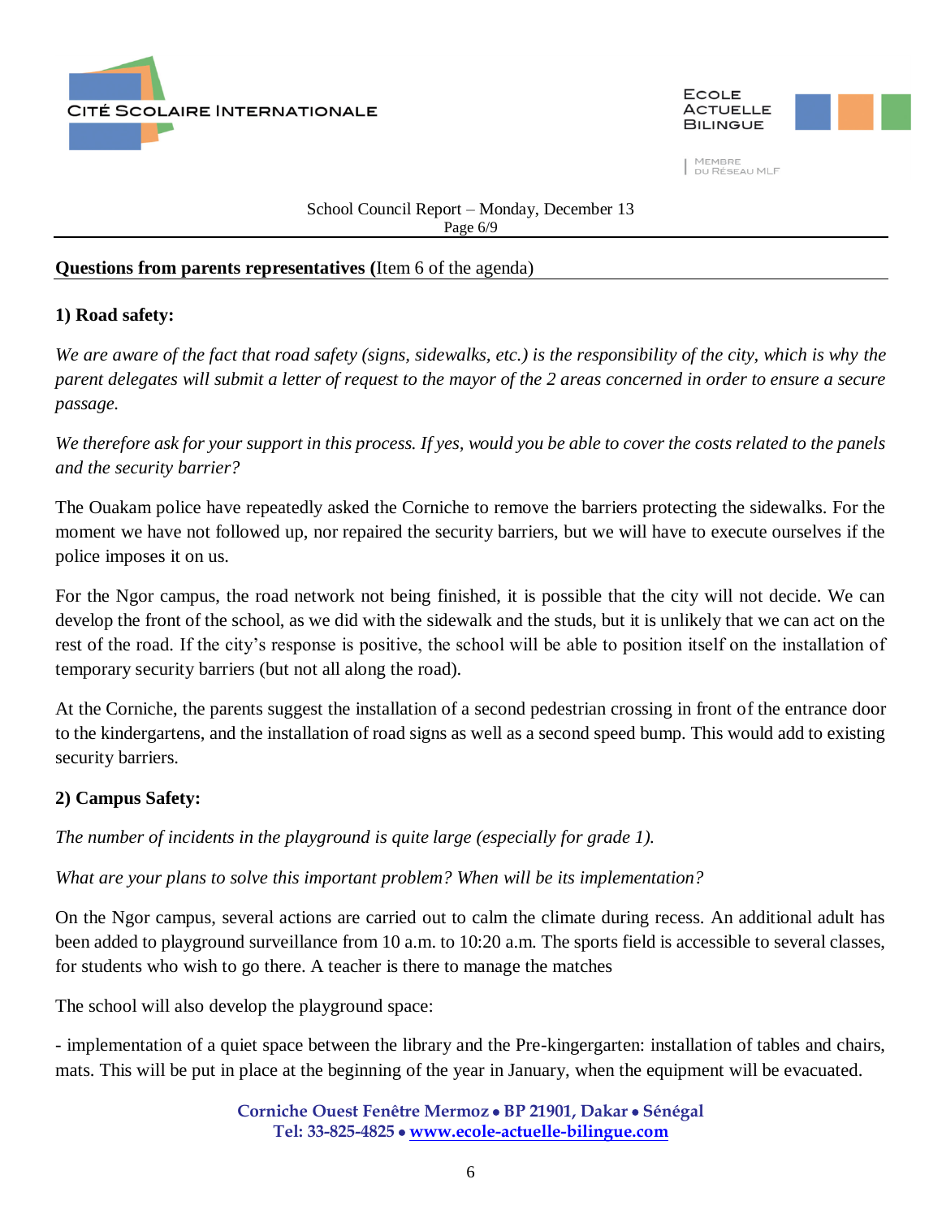**Questions from parents representatives (**Item 6 of the agenda)

**1) Road safety:**

*We are aware of the fact that road safety (signs, sidewalks, etc.) is the responsibility of the city, which is why the parent delegates will submit a letter of request to the mayor of the 2 areas concerned in order to ensure a secure passage.*

*We therefore ask for your support in this process. If yes, would you be able to cover the costs related to the panels and the security barrier?*

The Ouakam police have repeatedly asked the Corniche to remove the barriers protecting the sidewalks. For the moment we have not followed up, nor repaired the security barriers, but we will have to execute ourselves if the police imposes it on us.

For the Ngor campus, the road network not being finished, it is possible that the city will not decide. We can develop the front of the school, as we did with the sidewalk and the studs, but it is unlikely that we can act on the rest of the road. If the city's response is positive, the school will be able to position itself on the installation of temporary security barriers (but not all along the road).

At the Corniche, the parents suggest the installation of a second pedestrian crossing in front of the entrance door to the kindergartens, and the installation of road signs as well as a second speed bump. This would add to existing security barriers.

**2) Campus Safety:**

*The number of incidents in the playground is quite large (especially for grade 1).*

*What are your plans to solve this important problem? When will be its implementation?*

On the Ngor campus, several actions are carried out to calm the climate during recess. An additional adult has been added to playground surveillance from 10 a.m. to 10:20 a.m. The sports field is accessible to several classes, for students who wish to go there. A teacher is there to manage the matches

The school will also develop the playground space:

- implementation of a quiet space between the library and the Pre-kingergarten: installation of tables and chairs, mats. This will be put in place at the beginning of the year in January, when the equipment will be evacuated.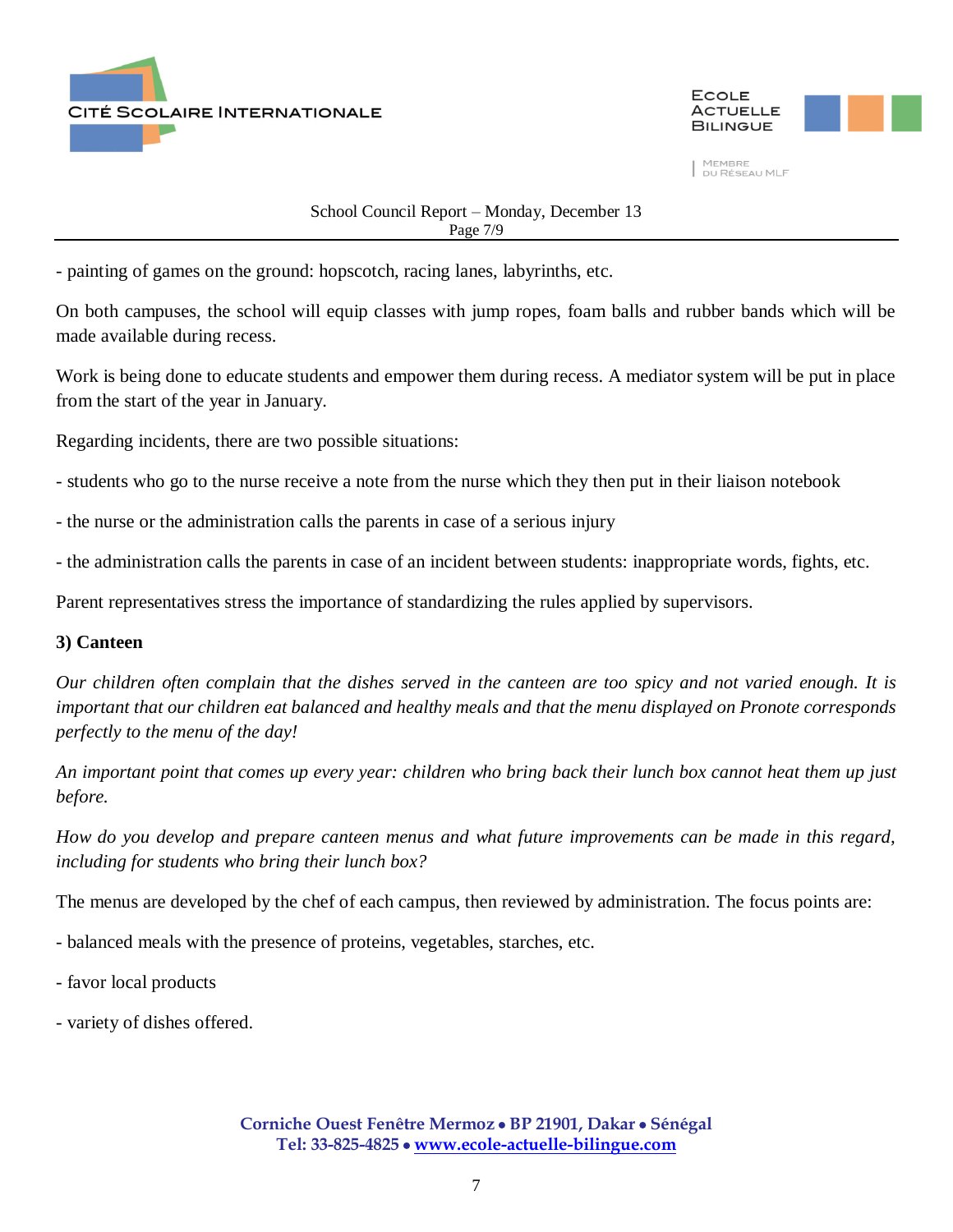- painting of games on the ground: hopscotch, racing lanes, labyrinths, etc.

On both campuses, the school will equip classes with jump ropes, foam balls and rubber bands which will be made available during recess.

Work is being done to educate students and empower them during recess. A mediator system will be put in place from the start of the year in January.

Regarding incidents, there are two possible situations:

- students who go to the nurse receive a note from the nurse which they then put in their liaison notebook

- the nurse or the administration calls the parents in case of a serious injury

- the administration calls the parents in case of an incident between students: inappropriate words, fights, etc.

Parent representatives stress the importance of standardizing the rules applied by supervisors.

**3) Canteen**

*Our children often complain that the dishes served in the canteen are too spicy and not varied enough. It is important that our children eat balanced and healthy meals and that the menu displayed on Pronote corresponds perfectly to the menu of the day!*

*An important point that comes up every year: children who bring back their lunch box cannot heat them up just before.*

*How do you develop and prepare canteen menus and what future improvements can be made in this regard, including for students who bring their lunch box?*

The menus are developed by the chef of each campus, then reviewed by administration. The focus points are:

- balanced meals with the presence of proteins, vegetables, starches, etc.

- favor local products

- variety of dishes offered.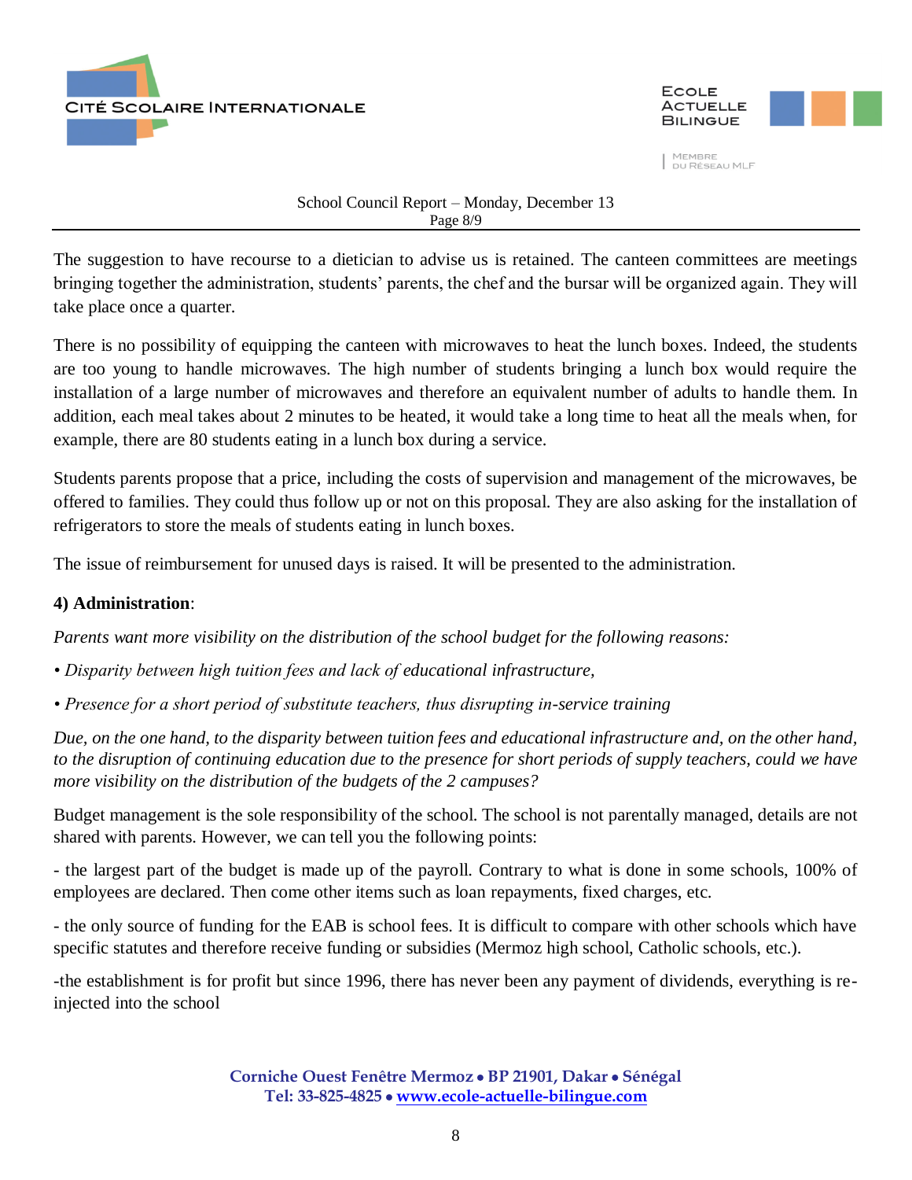The suggestion to have recourse to a dietician to advise us is retained. The canteen committees are meetings bringing together the administration, students' parents, the chef and the bursar will be organized again. They will take place once a quarter.

There is no possibility of equipping the canteen with microwaves to heat the lunch boxes. Indeed, the students are too young to handle microwaves. The high number of students bringing a lunch box would require the installation of a large number of microwaves and therefore an equivalent number of adults to handle them. In addition, each meal takes about 2 minutes to be heated, it would take a long time to heat all the meals when, for example, there are 80 students eating in a lunch box during a service.

Students parents propose that a price, including the costs of supervision and management of the microwaves, be offered to families. They could thus follow up or not on this proposal. They are also asking for the installation of refrigerators to store the meals of students eating in lunch boxes.

The issue of reimbursement for unused days is raised. It will be presented to the administration.

**4) Administration**:

*Parents want more visibility on the distribution of the school budget for the following reasons:*

- *Disparity between high tuition fees and lack of educational infrastructure,*
- *Presence for a short period of substitute teachers, thus disrupting in-service training*

*Due, on the one hand, to the disparity between tuition fees and educational infrastructure and, on the other hand, to the disruption of continuing education due to the presence for short periods of supply teachers, could we have more visibility on the distribution of the budgets of the 2 campuses?*

Budget management is the sole responsibility of the school. The school is not parentally managed, details are not shared with parents. However, we can tell you the following points:

- the largest part of the budget is made up of the payroll. Contrary to what is done in some schools, 100% of employees are declared. Then come other items such as loan repayments, fixed charges, etc.

- the only source of funding for the EAB is school fees. It is difficult to compare with other schools which have specific statutes and therefore receive funding or subsidies (Mermoz high school, Catholic schools, etc.).

- the establishment is for profit but since 1996, there has never been any payment of dividends, everything is re-injected into the school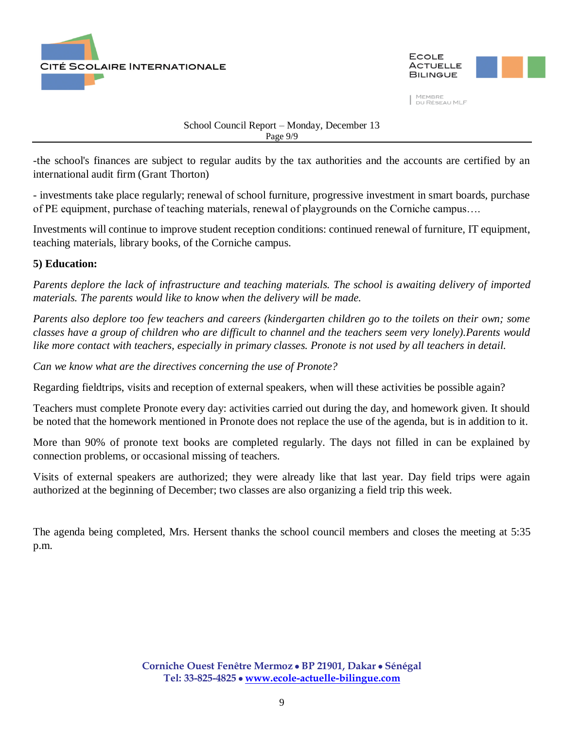-the school's finances are subject to regular audits by the tax authorities and the accounts are certified by an international audit firm (Grant Thorton)

- investments take place regularly; renewal of school furniture, progressive investment in smart boards, purchase of PE equipment, purchase of teaching materials, renewal of playgrounds on the Corniche campus….

Investments will continue to improve student reception conditions: continued renewal of furniture, IT equipment, teaching materials, library books, of the Corniche campus.

**5) Education:**

*Parents deplore the lack of infrastructure and teaching materials. The school is awaiting delivery of imported materials. The parents would like to know when the delivery will be made.*

*Parents also deplore too few teachers and careers (kindergarten children go to the toilets on their own; some classes have a group of children who are difficult to channel and the teachers seem very lonely).Parents would like more contact with teachers, especially in primary classes. Pronote is not used by all teachers in detail.*

*Can we know what are the directives concerning the use of Pronote?*

Regarding fieldtrips, visits and reception of external speakers, when will these activities be possible again?

Teachers must complete Pronote every day: activities carried out during the day, and homework given. It should be noted that the homework mentioned in Pronote does not replace the use of the agenda, but is in addition to it.

More than 90% of pronote text books are completed regularly. The days not filled in can be explained by connection problems, or occasional missing of teachers.

Visits of external speakers are authorized; they were already like that last year. Day field trips were again authorized at the beginning of December; two classes are also organizing a field trip this week.

The agenda being completed, Mrs. Hersent thanks the school council members and closes the meeting at 5:35 p.m.